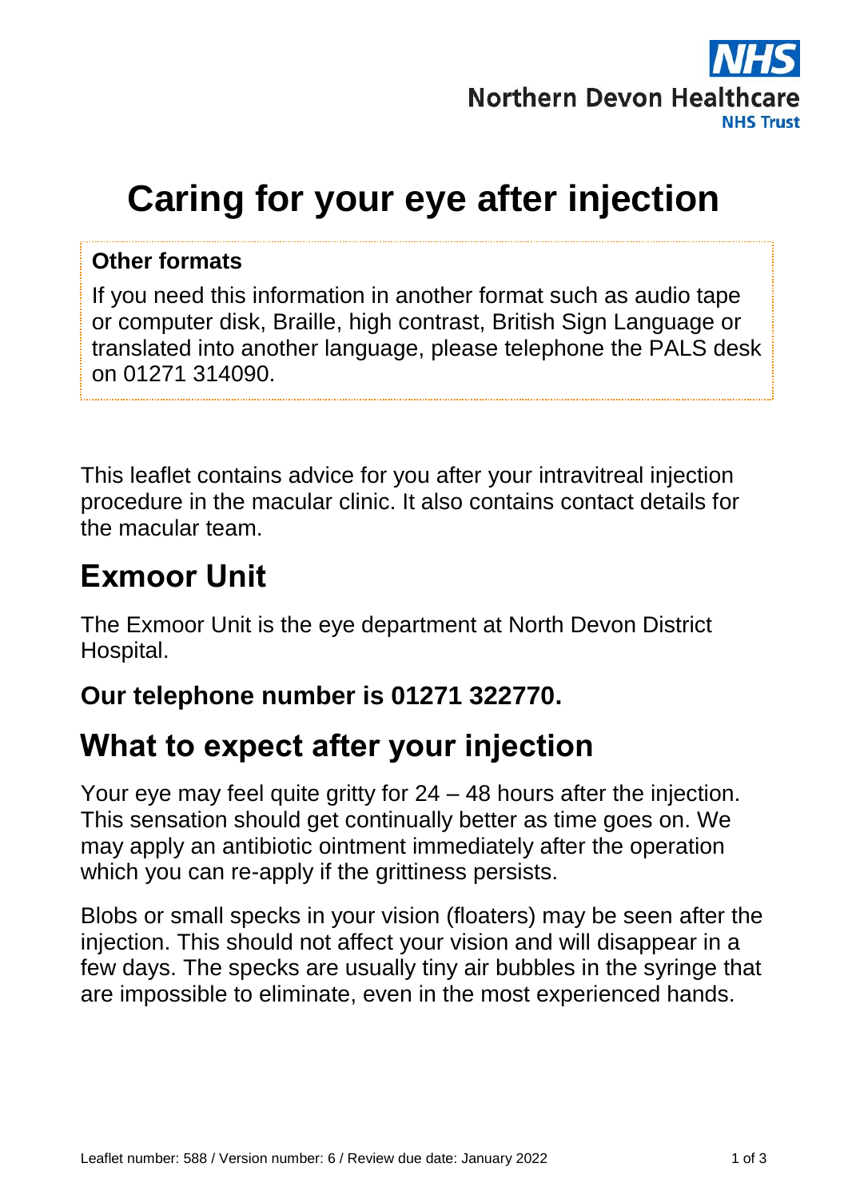# Caring for your eye after injection

**Other formats**

If you need this information in another format such as audio tape or computer disk, Braille, high contrast, British Sign Language or translated into another language, please telephone the PALS desk on 01271 314090.

This leaflet contains advice for you after your intravitreal injection procedure in the macular clinic. It also contains contact details for the macular team.

## Exmoor Unit

The Exmoor Unit is the eye department at North Devon District Hospital.

### Our telephone number is 01271 322770.

## What to expect after your injection

Your eye may feel quite gritty for 24 – 48 hours after the injection. This sensation should get continually better as time goes on. We may apply an antibiotic ointment immediately after the operation which you can re-apply if the grittiness persists.

Blobs or small specks in your vision (floaters) may be seen after the injection. This should not affect your vision and will disappear in a few days. The specks are usually tiny air bubbles in the syringe that are impossible to eliminate, even in the most experienced hands.

Leaflet number: 588 / Version number: 6 / Review due date: January 2022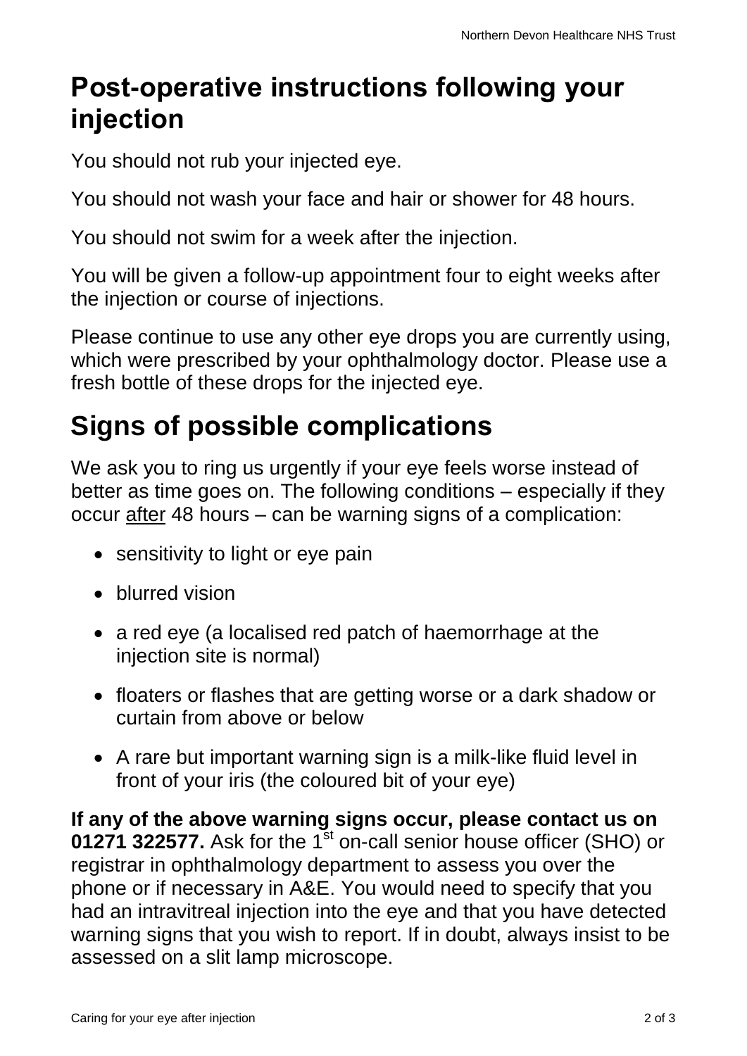# Post-operative instructions following your injection

You should not rub your injected eye.

You should not wash your face and hair or shower for 48 hours.

You should not swim for a week after the injection.

You will be given a follow-up appointment four to eight weeks after the injection or course of injections.

Please continue to use any other eye drops you are currently using, which were prescribed by your ophthalmology doctor. Please use a fresh bottle of these drops for the injected eye.

# Signs of possible complications

We ask you to ring us urgently if your eye feels worse instead of better as time goes on. The following conditions – especially if they occur <u>after</u> 48 hours – can be warning signs of a complication:

- sensitivity to light or eye pain
- blurred vision
- a red eye (a localised red patch of haemorrhage at the injection site is normal)
- floaters or flashes that are getting worse or a dark shadow or curtain from above or below
- A rare but important warning sign is a milk-like fluid level in front of your iris (the coloured bit of your eye)

**If any of the above warning signs occur, please contact us on 01271 322577.** Ask for the 1st on-call senior house officer (SHO) or registrar in ophthalmology department to assess you over the phone or if necessary in A&E. You would need to specify that you had an intravitreal injection into the eye and that you have detected warning signs that you wish to report. If in doubt, always insist to be assessed on a slit lamp microscope.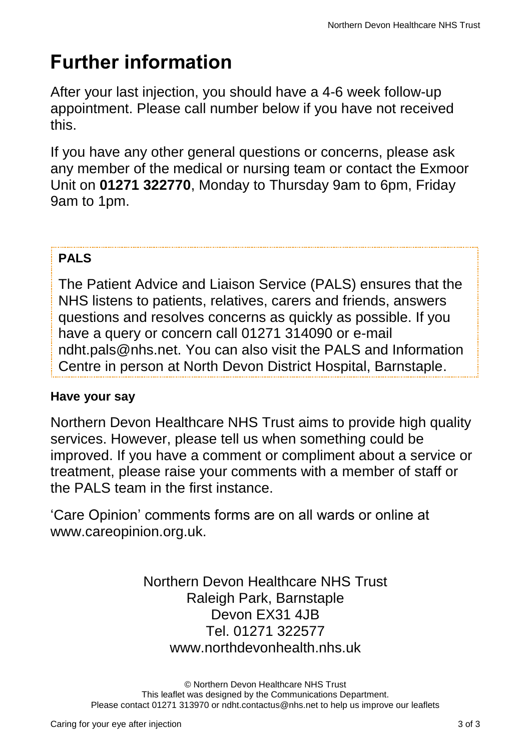# Further information

After your last injection, you should have a 4-6 week follow-up appointment. Please call number below if you have not received this.

If you have any other general questions or concerns, please ask any member of the medical or nursing team or contact the Exmoor Unit on **01271 322770**, Monday to Thursday 9am to 6pm, Friday 9am to 1pm.

**PALS**

The Patient Advice and Liaison Service (PALS) ensures that the NHS listens to patients, relatives, carers and friends, answers questions and resolves concerns as quickly as possible. If you have a query or concern call 01271 314090 or e-mail ndht.pals@nhs.net. You can also visit the PALS and Information Centre in person at North Devon District Hospital, Barnstaple.

**Have your say**

Northern Devon Healthcare NHS Trust aims to provide high quality services. However, please tell us when something could be improved. If you have a comment or compliment about a service or treatment, please raise your comments with a member of staff or the PALS team in the first instance.

'Care Opinion' comments forms are on all wards or online at www.careopinion.org.uk.

Northern Devon Healthcare NHS Trust
Raleigh Park, Barnstaple
Devon EX31 4JB
Tel. 01271 322577
www.northdevonhealth.nhs.uk

© Northern Devon Healthcare NHS Trust
This leaflet was designed by the Communications Department.
Please contact 01271 313970 or ndht.contactus@nhs.net to help us improve our leaflets